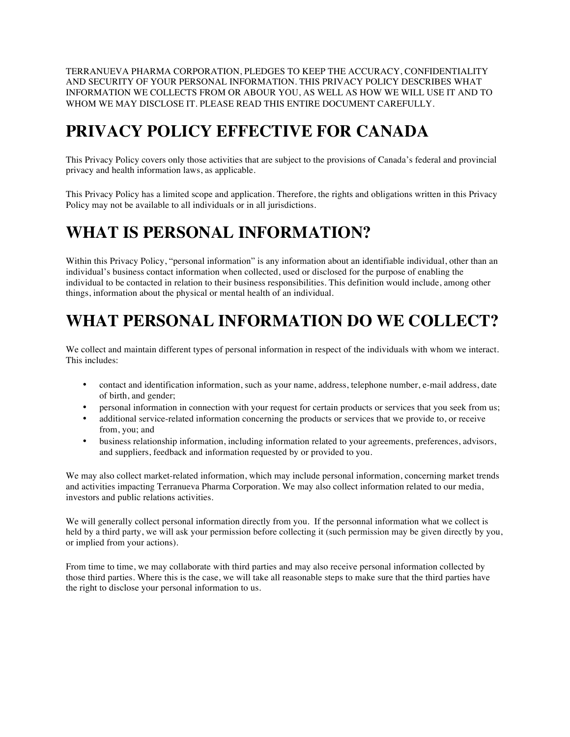TERRANUEVA PHARMA CORPORATION, PLEDGES TO KEEP THE ACCURACY, CONFIDENTIALITY AND SECURITY OF YOUR PERSONAL INFORMATION. THIS PRIVACY POLICY DESCRIBES WHAT INFORMATION WE COLLECTS FROM OR ABOUR YOU, AS WELL AS HOW WE WILL USE IT AND TO WHOM WE MAY DISCLOSE IT. PLEASE READ THIS ENTIRE DOCUMENT CAREFULLY.

# PRIVACY POLICY EFFECTIVE FOR CANADA

This Privacy Policy covers only those activities that are subject to the provisions of Canada's federal and provincial privacy and health information laws, as applicable.

This Privacy Policy has a limited scope and application. Therefore, the rights and obligations written in this Privacy Policy may not be available to all individuals or in all jurisdictions.

# WHAT IS PERSONAL INFORMATION?

Within this Privacy Policy, "personal information" is any information about an identifiable individual, other than an individual's business contact information when collected, used or disclosed for the purpose of enabling the individual to be contacted in relation to their business responsibilities. This definition would include, among other things, information about the physical or mental health of an individual.

# WHAT PERSONAL INFORMATION DO WE COLLECT?

We collect and maintain different types of personal information in respect of the individuals with whom we interact. This includes:

- contact and identification information, such as your name, address, telephone number, e-mail address, date of birth, and gender;
- personal information in connection with your request for certain products or services that you seek from us;
- additional service-related information concerning the products or services that we provide to, or receive from, you; and
- business relationship information, including information related to your agreements, preferences, advisors, and suppliers, feedback and information requested by or provided to you.

We may also collect market-related information, which may include personal information, concerning market trends and activities impacting Terranueva Pharma Corporation. We may also collect information related to our media, investors and public relations activities.

We will generally collect personal information directly from you. If the personnal information what we collect is held by a third party, we will ask your permission before collecting it (such permission may be given directly by you, or implied from your actions).

From time to time, we may collaborate with third parties and may also receive personal information collected by those third parties. Where this is the case, we will take all reasonable steps to make sure that the third parties have the right to disclose your personal information to us.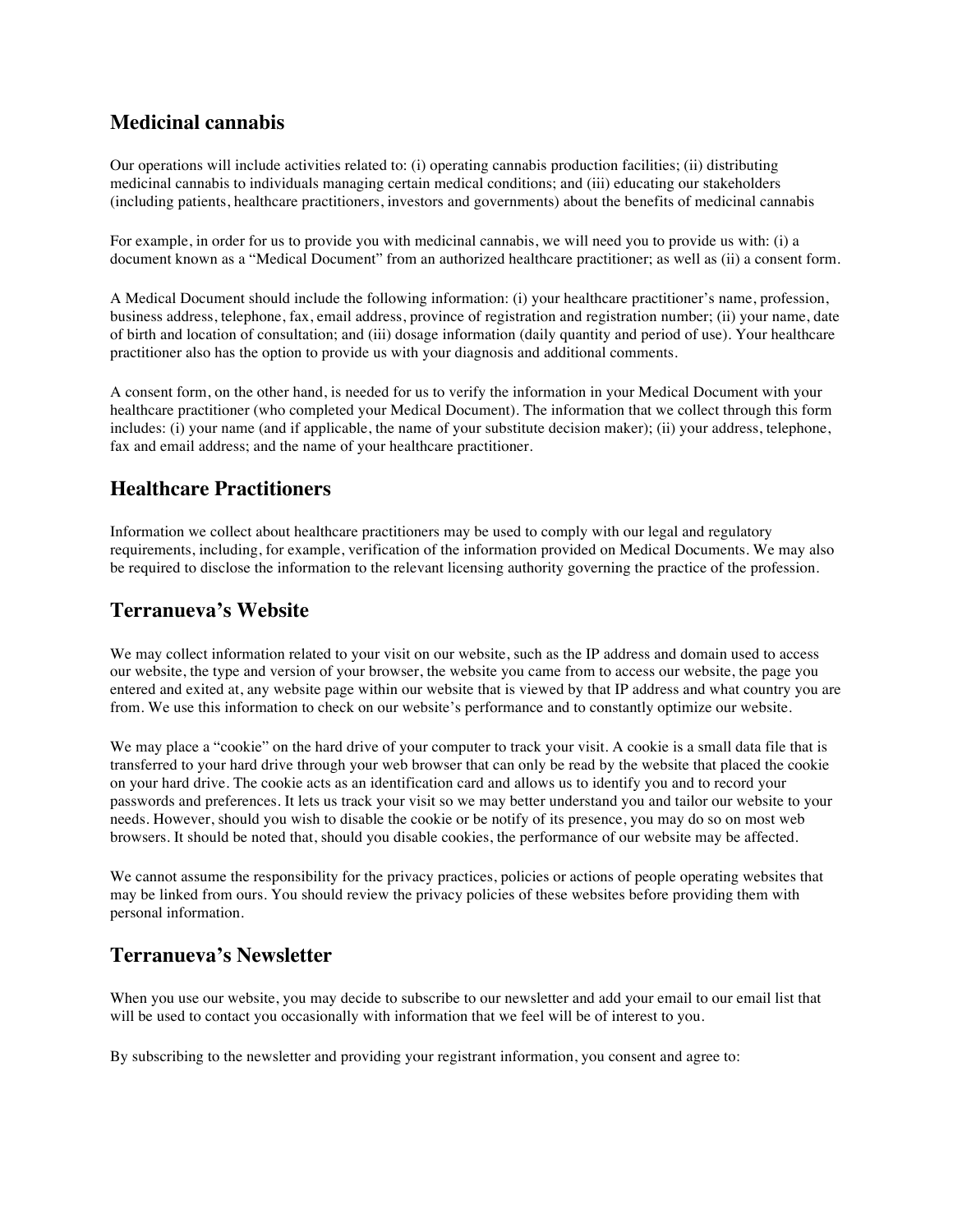## Medicinal cannabis

Our operations will include activities related to: (i) operating cannabis production facilities; (ii) distributing medicinal cannabis to individuals managing certain medical conditions; and (iii) educating our stakeholders (including patients, healthcare practitioners, investors and governments) about the benefits of medicinal cannabis

For example, in order for us to provide you with medicinal cannabis, we will need you to provide us with: (i) a document known as a "Medical Document" from an authorized healthcare practitioner; as well as (ii) a consent form.

A Medical Document should include the following information: (i) your healthcare practitioner's name, profession, business address, telephone, fax, email address, province of registration and registration number; (ii) your name, date of birth and location of consultation; and (iii) dosage information (daily quantity and period of use). Your healthcare practitioner also has the option to provide us with your diagnosis and additional comments.

A consent form, on the other hand, is needed for us to verify the information in your Medical Document with your healthcare practitioner (who completed your Medical Document). The information that we collect through this form includes: (i) your name (and if applicable, the name of your substitute decision maker); (ii) your address, telephone, fax and email address; and the name of your healthcare practitioner.

## Healthcare Practitioners

Information we collect about healthcare practitioners may be used to comply with our legal and regulatory requirements, including, for example, verification of the information provided on Medical Documents. We may also be required to disclose the information to the relevant licensing authority governing the practice of the profession.

## Terranueva's Website

We may collect information related to your visit on our website, such as the IP address and domain used to access our website, the type and version of your browser, the website you came from to access our website, the page you entered and exited at, any website page within our website that is viewed by that IP address and what country you are from. We use this information to check on our website's performance and to constantly optimize our website.

We may place a "cookie" on the hard drive of your computer to track your visit. A cookie is a small data file that is transferred to your hard drive through your web browser that can only be read by the website that placed the cookie on your hard drive. The cookie acts as an identification card and allows us to identify you and to record your passwords and preferences. It lets us track your visit so we may better understand you and tailor our website to your needs. However, should you wish to disable the cookie or be notify of its presence, you may do so on most web browsers. It should be noted that, should you disable cookies, the performance of our website may be affected.

We cannot assume the responsibility for the privacy practices, policies or actions of people operating websites that may be linked from ours. You should review the privacy policies of these websites before providing them with personal information.

## Terranueva's Newsletter

When you use our website, you may decide to subscribe to our newsletter and add your email to our email list that will be used to contact you occasionally with information that we feel will be of interest to you.

By subscribing to the newsletter and providing your registrant information, you consent and agree to: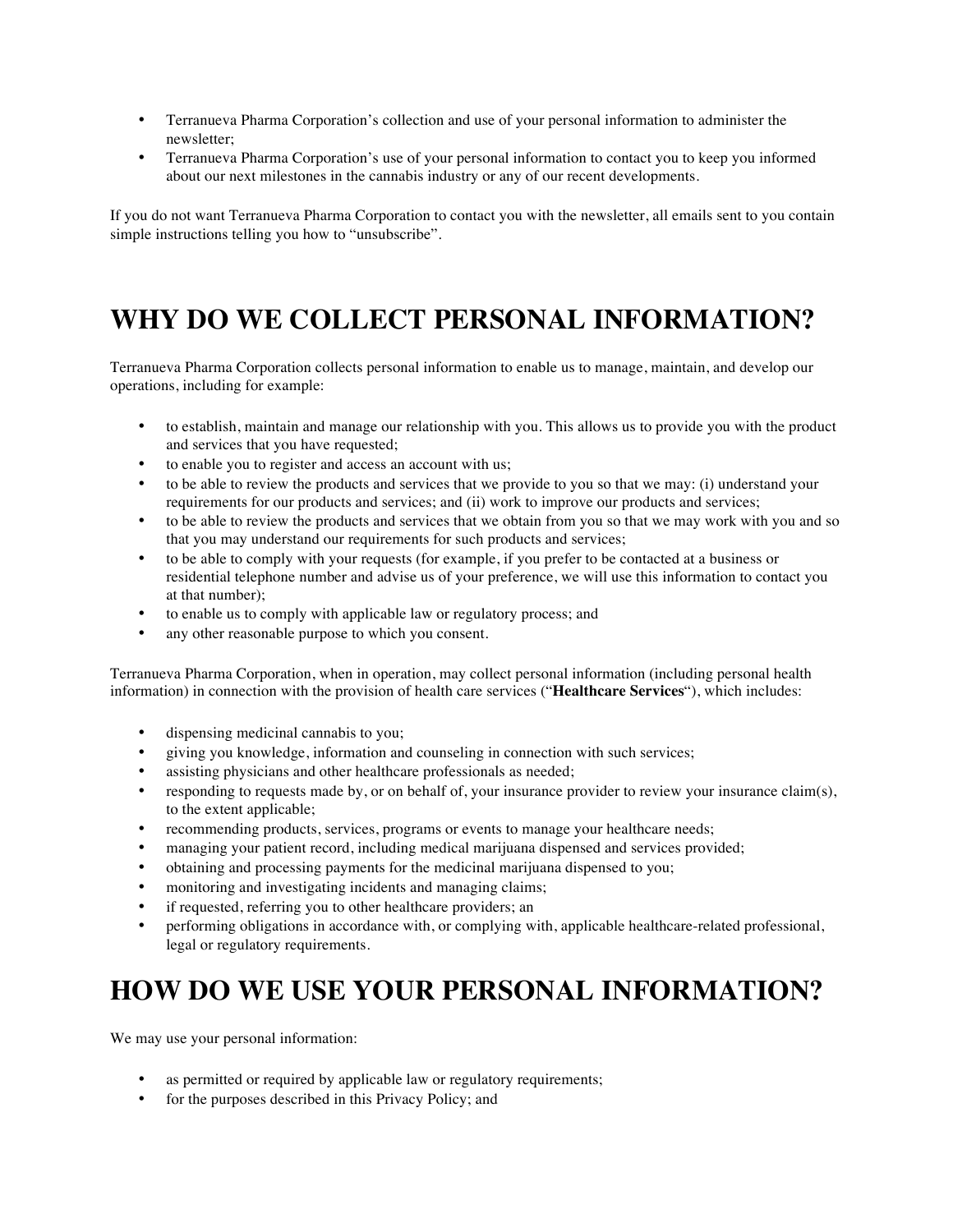- Terranueva Pharma Corporation's collection and use of your personal information to administer the newsletter;
- Terranueva Pharma Corporation's use of your personal information to contact you to keep you informed about our next milestones in the cannabis industry or any of our recent developments.

If you do not want Terranueva Pharma Corporation to contact you with the newsletter, all emails sent to you contain simple instructions telling you how to "unsubscribe".

# WHY DO WE COLLECT PERSONAL INFORMATION?

Terranueva Pharma Corporation collects personal information to enable us to manage, maintain, and develop our operations, including for example:

- to establish, maintain and manage our relationship with you. This allows us to provide you with the product and services that you have requested;
- to enable you to register and access an account with us;
- to be able to review the products and services that we provide to you so that we may: (i) understand your requirements for our products and services; and (ii) work to improve our products and services;
- to be able to review the products and services that we obtain from you so that we may work with you and so that you may understand our requirements for such products and services;
- to be able to comply with your requests (for example, if you prefer to be contacted at a business or residential telephone number and advise us of your preference, we will use this information to contact you at that number);
- to enable us to comply with applicable law or regulatory process; and
- any other reasonable purpose to which you consent.

Terranueva Pharma Corporation, when in operation, may collect personal information (including personal health information) in connection with the provision of health care services ("**Healthcare Services**"), which includes:

- dispensing medicinal cannabis to you;
- giving you knowledge, information and counseling in connection with such services;
- assisting physicians and other healthcare professionals as needed;
- responding to requests made by, or on behalf of, your insurance provider to review your insurance claim(s), to the extent applicable;
- recommending products, services, programs or events to manage your healthcare needs;
- managing your patient record, including medical marijuana dispensed and services provided;
- obtaining and processing payments for the medicinal marijuana dispensed to you;
- monitoring and investigating incidents and managing claims;
- if requested, referring you to other healthcare providers; an
- performing obligations in accordance with, or complying with, applicable healthcare-related professional, legal or regulatory requirements.

# HOW DO WE USE YOUR PERSONAL INFORMATION?

We may use your personal information:

- as permitted or required by applicable law or regulatory requirements;
- for the purposes described in this Privacy Policy; and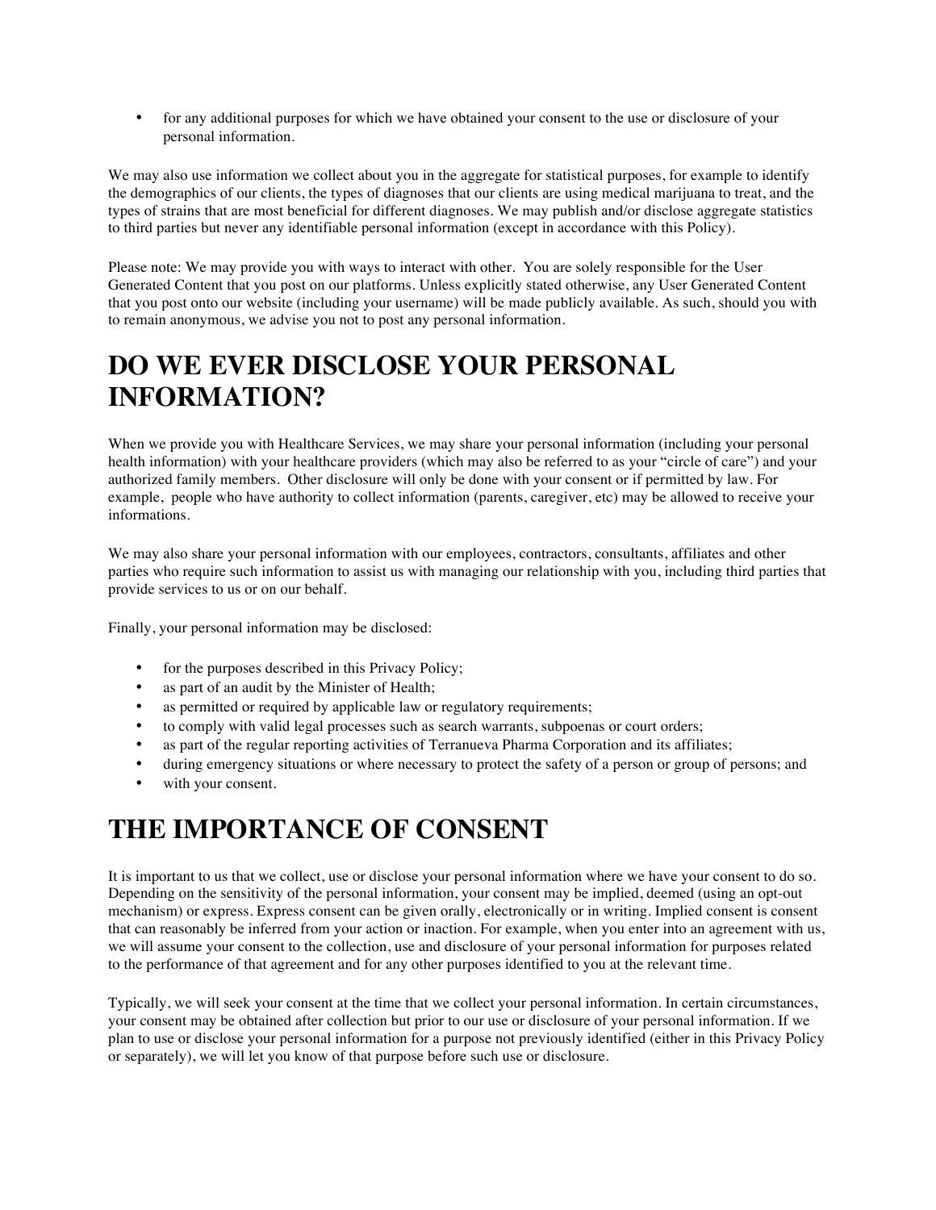- for any additional purposes for which we have obtained your consent to the use or disclosure of your personal information.

We may also use information we collect about you in the aggregate for statistical purposes, for example to identify the demographics of our clients, the types of diagnoses that our clients are using medical marijuana to treat, and the types of strains that are most beneficial for different diagnoses. We may publish and/or disclose aggregate statistics to third parties but never any identifiable personal information (except in accordance with this Policy).

Please note: We may provide you with ways to interact with other. You are solely responsible for the User Generated Content that you post on our platforms. Unless explicitly stated otherwise, any User Generated Content that you post onto our website (including your username) will be made publicly available. As such, should you with to remain anonymous, we advise you not to post any personal information.

# DO WE EVER DISCLOSE YOUR PERSONAL INFORMATION?

When we provide you with Healthcare Services, we may share your personal information (including your personal health information) with your healthcare providers (which may also be referred to as your "circle of care") and your authorized family members. Other disclosure will only be done with your consent or if permitted by law. For example, people who have authority to collect information (parents, caregiver, etc) may be allowed to receive your informations.

We may also share your personal information with our employees, contractors, consultants, affiliates and other parties who require such information to assist us with managing our relationship with you, including third parties that provide services to us or on our behalf.

Finally, your personal information may be disclosed:

- for the purposes described in this Privacy Policy;
- as part of an audit by the Minister of Health;
- as permitted or required by applicable law or regulatory requirements;
- to comply with valid legal processes such as search warrants, subpoenas or court orders;
- as part of the regular reporting activities of Terranueva Pharma Corporation and its affiliates;
- during emergency situations or where necessary to protect the safety of a person or group of persons; and
- with your consent.

# THE IMPORTANCE OF CONSENT

It is important to us that we collect, use or disclose your personal information where we have your consent to do so. Depending on the sensitivity of the personal information, your consent may be implied, deemed (using an opt-out mechanism) or express. Express consent can be given orally, electronically or in writing. Implied consent is consent that can reasonably be inferred from your action or inaction. For example, when you enter into an agreement with us, we will assume your consent to the collection, use and disclosure of your personal information for purposes related to the performance of that agreement and for any other purposes identified to you at the relevant time.

Typically, we will seek your consent at the time that we collect your personal information. In certain circumstances, your consent may be obtained after collection but prior to our use or disclosure of your personal information. If we plan to use or disclose your personal information for a purpose not previously identified (either in this Privacy Policy or separately), we will let you know of that purpose before such use or disclosure.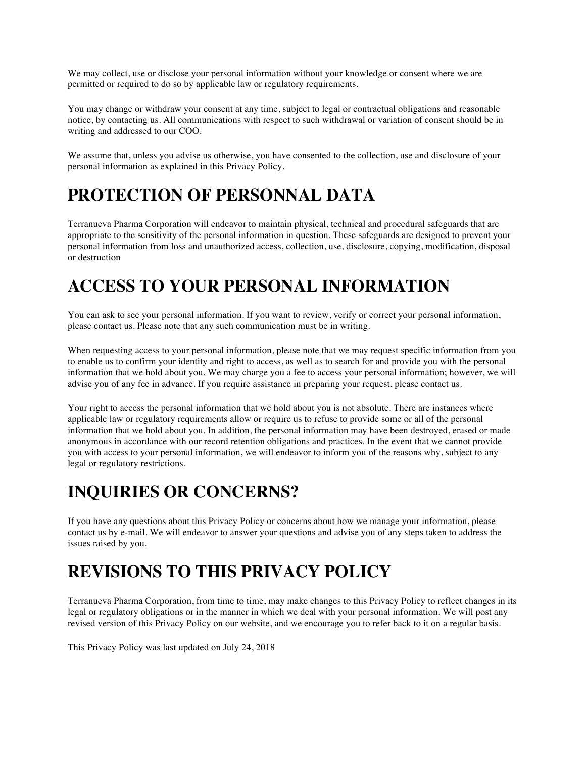We may collect, use or disclose your personal information without your knowledge or consent where we are permitted or required to do so by applicable law or regulatory requirements.

You may change or withdraw your consent at any time, subject to legal or contractual obligations and reasonable notice, by contacting us. All communications with respect to such withdrawal or variation of consent should be in writing and addressed to our COO.

We assume that, unless you advise us otherwise, you have consented to the collection, use and disclosure of your personal information as explained in this Privacy Policy.

# PROTECTION OF PERSONNAL DATA

Terranueva Pharma Corporation will endeavor to maintain physical, technical and procedural safeguards that are appropriate to the sensitivity of the personal information in question. These safeguards are designed to prevent your personal information from loss and unauthorized access, collection, use, disclosure, copying, modification, disposal or destruction

# ACCESS TO YOUR PERSONAL INFORMATION

You can ask to see your personal information. If you want to review, verify or correct your personal information, please contact us. Please note that any such communication must be in writing.

When requesting access to your personal information, please note that we may request specific information from you to enable us to confirm your identity and right to access, as well as to search for and provide you with the personal information that we hold about you. We may charge you a fee to access your personal information; however, we will advise you of any fee in advance. If you require assistance in preparing your request, please contact us.

Your right to access the personal information that we hold about you is not absolute. There are instances where applicable law or regulatory requirements allow or require us to refuse to provide some or all of the personal information that we hold about you. In addition, the personal information may have been destroyed, erased or made anonymous in accordance with our record retention obligations and practices. In the event that we cannot provide you with access to your personal information, we will endeavor to inform you of the reasons why, subject to any legal or regulatory restrictions.

# INQUIRIES OR CONCERNS?

If you have any questions about this Privacy Policy or concerns about how we manage your information, please contact us by e-mail. We will endeavor to answer your questions and advise you of any steps taken to address the issues raised by you.

# REVISIONS TO THIS PRIVACY POLICY

Terranueva Pharma Corporation, from time to time, may make changes to this Privacy Policy to reflect changes in its legal or regulatory obligations or in the manner in which we deal with your personal information. We will post any revised version of this Privacy Policy on our website, and we encourage you to refer back to it on a regular basis.

This Privacy Policy was last updated on July 24, 2018